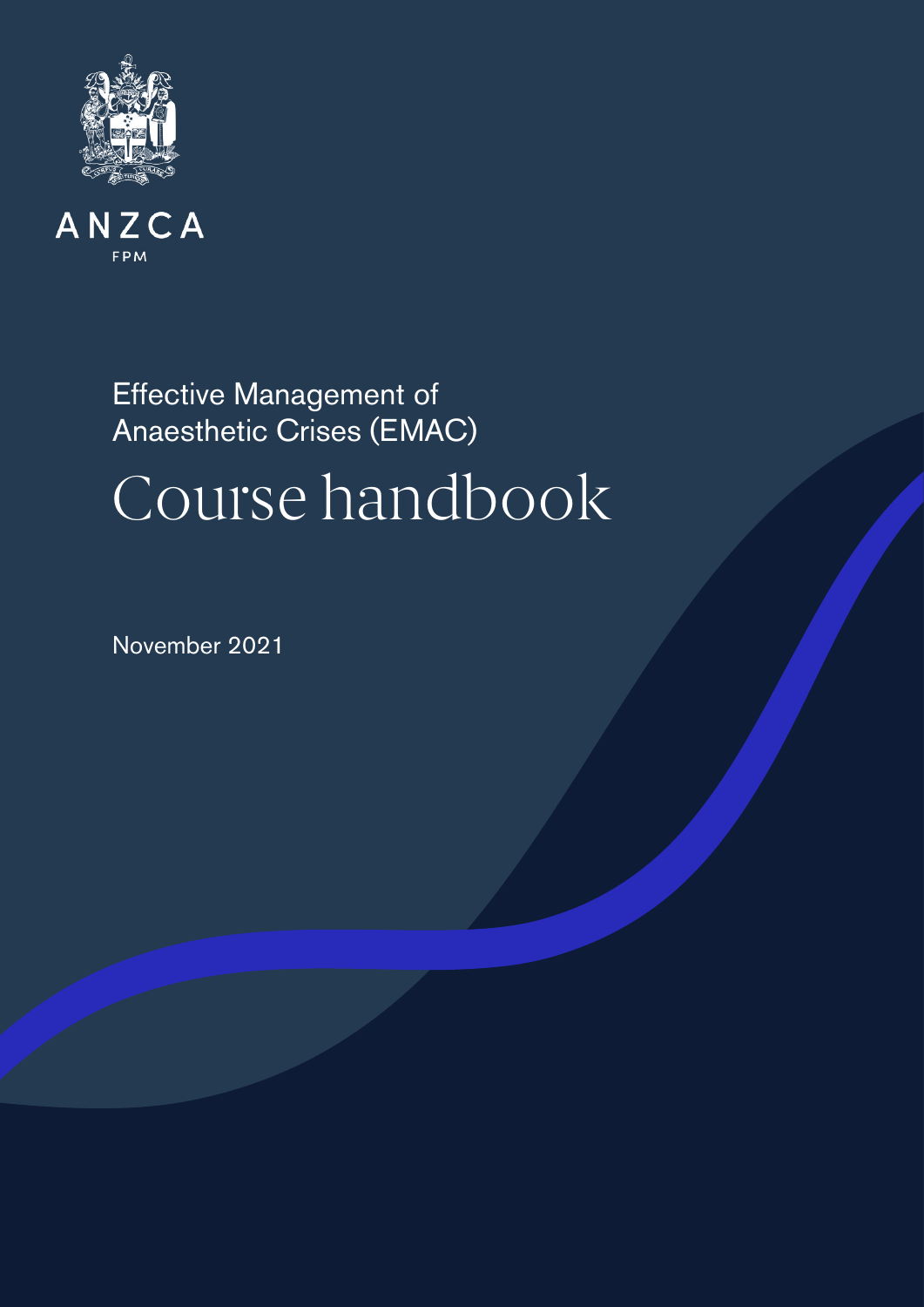ANZCA

FPM

Effective Management of Anaesthetic Crises (EMAC)

# Course handbook

November 2021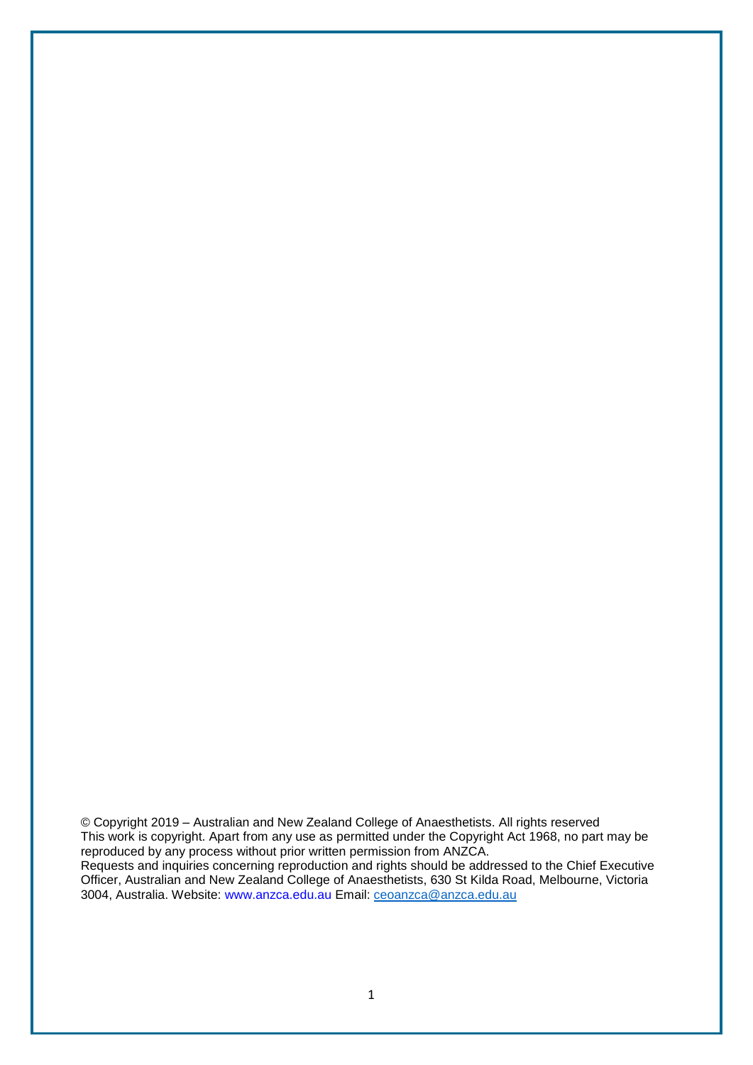© Copyright 2019 – Australian and New Zealand College of Anaesthetists. All rights reserved
This work is copyright. Apart from any use as permitted under the Copyright Act 1968, no part may be reproduced by any process without prior written permission from ANZCA.
Requests and inquiries concerning reproduction and rights should be addressed to the Chief Executive Officer, Australian and New Zealand College of Anaesthetists, 630 St Kilda Road, Melbourne, Victoria 3004, Australia. Website: www.anzca.edu.au Email: ceoanzca@anzca.edu.au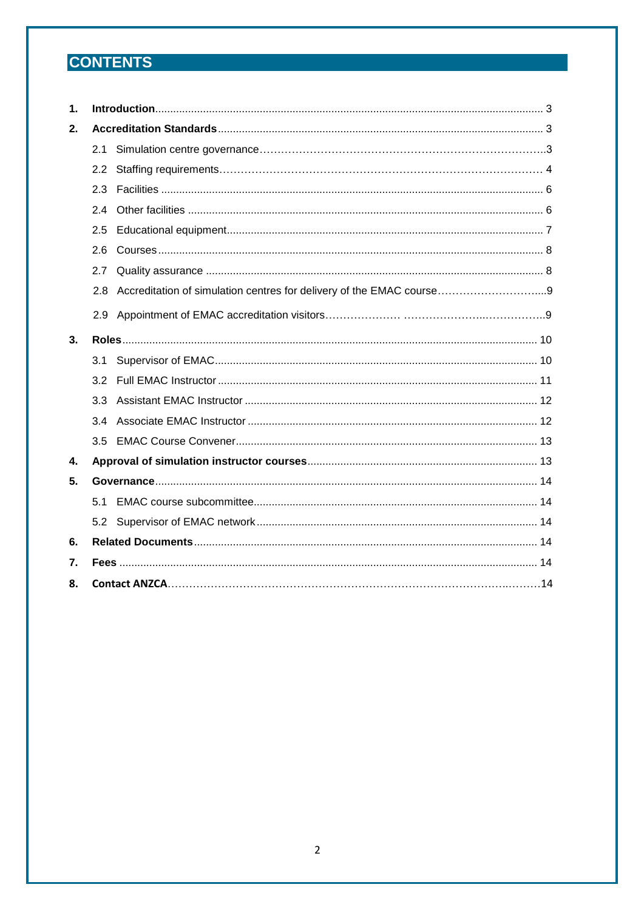# CONTENTS

1. **Introduction** ... 3
2. **Accreditation Standards** ... 3
   - 2.1 Simulation centre governance ... 3
   - 2.2 Staffing requirements ... 4
   - 2.3 Facilities ... 6
   - 2.4 Other facilities ... 6
   - 2.5 Educational equipment ... 7
   - 2.6 Courses ... 8
   - 2.7 Quality assurance ... 8
   - 2.8 Accreditation of simulation centres for delivery of the EMAC course ... 9
   - 2.9 Appointment of EMAC accreditation visitors ... 9
3. **Roles** ... 10
   - 3.1 Supervisor of EMAC ... 10
   - 3.2 Full EMAC Instructor ... 11
   - 3.3 Assistant EMAC Instructor ... 12
   - 3.4 Associate EMAC Instructor ... 12
   - 3.5 EMAC Course Convener ... 13
4. **Approval of simulation instructor courses** ... 13
5. **Governance** ... 14
   - 5.1 EMAC course subcommittee ... 14
   - 5.2 Supervisor of EMAC network ... 14
6. **Related Documents** ... 14
7. **Fees** ... 14
8. **Contact ANZCA** ... 14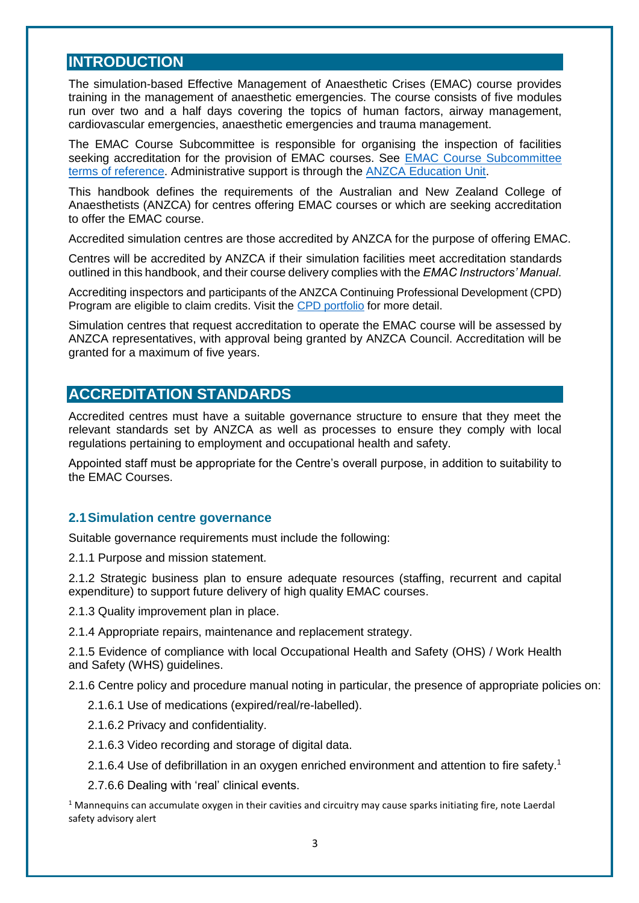## INTRODUCTION

The simulation-based Effective Management of Anaesthetic Crises (EMAC) course provides training in the management of anaesthetic emergencies. The course consists of five modules run over two and a half days covering the topics of human factors, airway management, cardiovascular emergencies, anaesthetic emergencies and trauma management.

The EMAC Course Subcommittee is responsible for organising the inspection of facilities seeking accreditation for the provision of EMAC courses. See [EMAC Course Subcommittee terms of reference](). Administrative support is through the [ANZCA Education Unit]().

This handbook defines the requirements of the Australian and New Zealand College of Anaesthetists (ANZCA) for centres offering EMAC courses or which are seeking accreditation to offer the EMAC course.

Accredited simulation centres are those accredited by ANZCA for the purpose of offering EMAC.

Centres will be accredited by ANZCA if their simulation facilities meet accreditation standards outlined in this handbook, and their course delivery complies with the *EMAC Instructors' Manual*.

Accrediting inspectors and participants of the ANZCA Continuing Professional Development (CPD) Program are eligible to claim credits. Visit the [CPD portfolio]() for more detail.

Simulation centres that request accreditation to operate the EMAC course will be assessed by ANZCA representatives, with approval being granted by ANZCA Council. Accreditation will be granted for a maximum of five years.

## ACCREDITATION STANDARDS

Accredited centres must have a suitable governance structure to ensure that they meet the relevant standards set by ANZCA as well as processes to ensure they comply with local regulations pertaining to employment and occupational health and safety.

Appointed staff must be appropriate for the Centre's overall purpose, in addition to suitability to the EMAC Courses.

### 2.1 Simulation centre governance

Suitable governance requirements must include the following:

2.1.1 Purpose and mission statement.

2.1.2 Strategic business plan to ensure adequate resources (staffing, recurrent and capital expenditure) to support future delivery of high quality EMAC courses.

2.1.3 Quality improvement plan in place.

2.1.4 Appropriate repairs, maintenance and replacement strategy.

2.1.5 Evidence of compliance with local Occupational Health and Safety (OHS) / Work Health and Safety (WHS) guidelines.

2.1.6 Centre policy and procedure manual noting in particular, the presence of appropriate policies on:

- 2.1.6.1 Use of medications (expired/real/re-labelled).
- 2.1.6.2 Privacy and confidentiality.
- 2.1.6.3 Video recording and storage of digital data.
- 2.1.6.4 Use of defibrillation in an oxygen enriched environment and attention to fire safety.[1]
- 2.7.6.6 Dealing with 'real' clinical events.

[1] Mannequins can accumulate oxygen in their cavities and circuitry may cause sparks initiating fire, note Laerdal safety advisory alert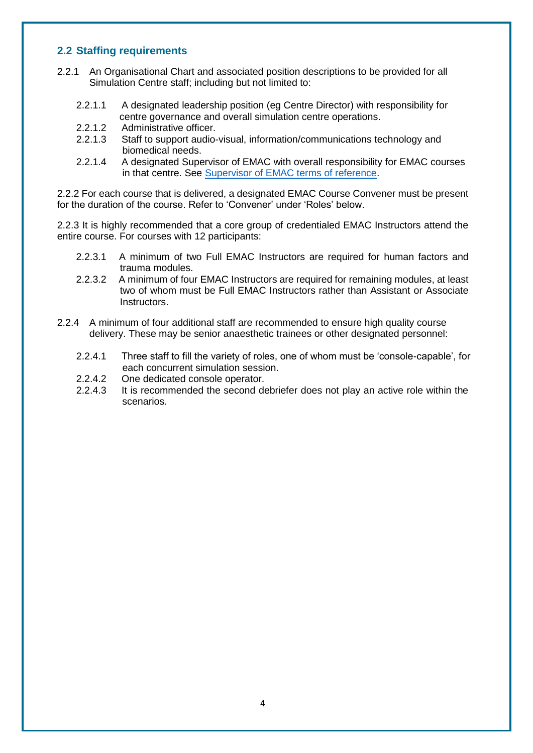## 2.2 Staffing requirements

2.2.1 An Organisational Chart and associated position descriptions to be provided for all Simulation Centre staff; including but not limited to:

- 2.2.1.1 A designated leadership position (eg Centre Director) with responsibility for centre governance and overall simulation centre operations.
- 2.2.1.2 Administrative officer.
- 2.2.1.3 Staff to support audio-visual, information/communications technology and biomedical needs.
- 2.2.1.4 A designated Supervisor of EMAC with overall responsibility for EMAC courses in that centre. See [Supervisor of EMAC terms of reference](#).

2.2.2 For each course that is delivered, a designated EMAC Course Convener must be present for the duration of the course. Refer to 'Convener' under 'Roles' below.

2.2.3 It is highly recommended that a core group of credentialed EMAC Instructors attend the entire course. For courses with 12 participants:

- 2.2.3.1 A minimum of two Full EMAC Instructors are required for human factors and trauma modules.
- 2.2.3.2 A minimum of four EMAC Instructors are required for remaining modules, at least two of whom must be Full EMAC Instructors rather than Assistant or Associate Instructors.

2.2.4 A minimum of four additional staff are recommended to ensure high quality course delivery. These may be senior anaesthetic trainees or other designated personnel:

- 2.2.4.1 Three staff to fill the variety of roles, one of whom must be 'console-capable', for each concurrent simulation session.
- 2.2.4.2 One dedicated console operator.
- 2.2.4.3 It is recommended the second debriefer does not play an active role within the scenarios.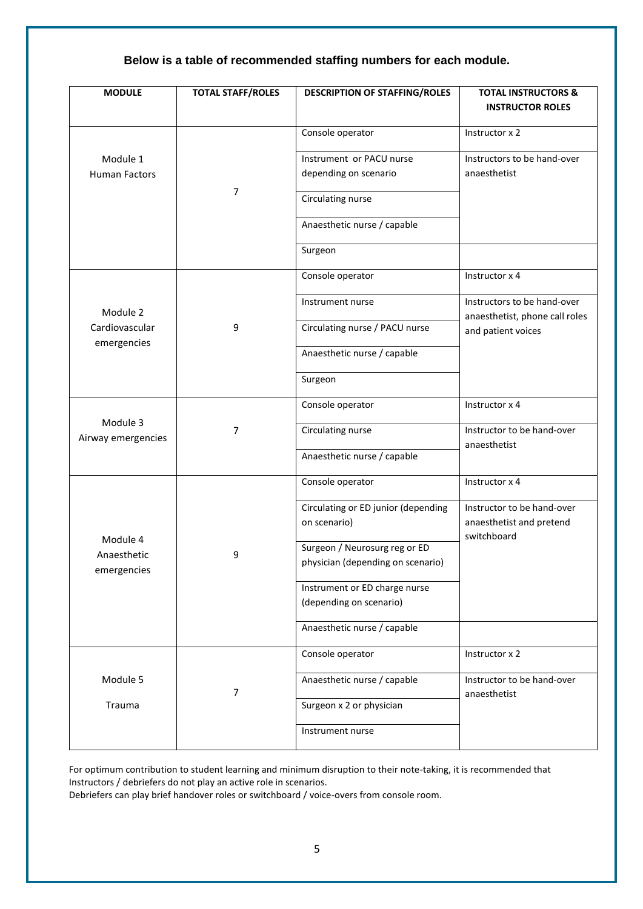**Below is a table of recommended staffing numbers for each module.**

| MODULE | TOTAL STAFF/ROLES | DESCRIPTION OF STAFFING/ROLES | TOTAL INSTRUCTORS & INSTRUCTOR ROLES |
|---|---|---|---|
| Module 1 Human Factors | 7 | Console operator | Instructor x 2 |
| | | Instrument or PACU nurse depending on scenario | Instructors to be hand-over anaesthetist |
| | | Circulating nurse | |
| | | Anaesthetic nurse / capable | |
| | | Surgeon | |
| Module 2 Cardiovascular emergencies | 9 | Console operator | Instructor x 4 |
| | | Instrument nurse | Instructors to be hand-over anaesthetist, phone call roles and patient voices |
| | | Circulating nurse / PACU nurse | |
| | | Anaesthetic nurse / capable | |
| | | Surgeon | |
| Module 3 Airway emergencies | 7 | Console operator | Instructor x 4 |
| | | Circulating nurse | Instructor to be hand-over anaesthetist |
| | | Anaesthetic nurse / capable | |
| Module 4 Anaesthetic emergencies | 9 | Console operator | Instructor x 4 |
| | | Circulating or ED junior (depending on scenario) | Instructor to be hand-over anaesthetist and pretend switchboard |
| | | Surgeon / Neurosurg reg or ED physician (depending on scenario) | |
| | | Instrument or ED charge nurse (depending on scenario) | |
| | | Anaesthetic nurse / capable | |
| Module 5 Trauma | 7 | Console operator | Instructor x 2 |
| | | Anaesthetic nurse / capable | Instructor to be hand-over anaesthetist |
| | | Surgeon x 2 or physician | |
| | | Instrument nurse | |

For optimum contribution to student learning and minimum disruption to their note-taking, it is recommended that Instructors / debriefers do not play an active role in scenarios.
Debriefers can play brief handover roles or switchboard / voice-overs from console room.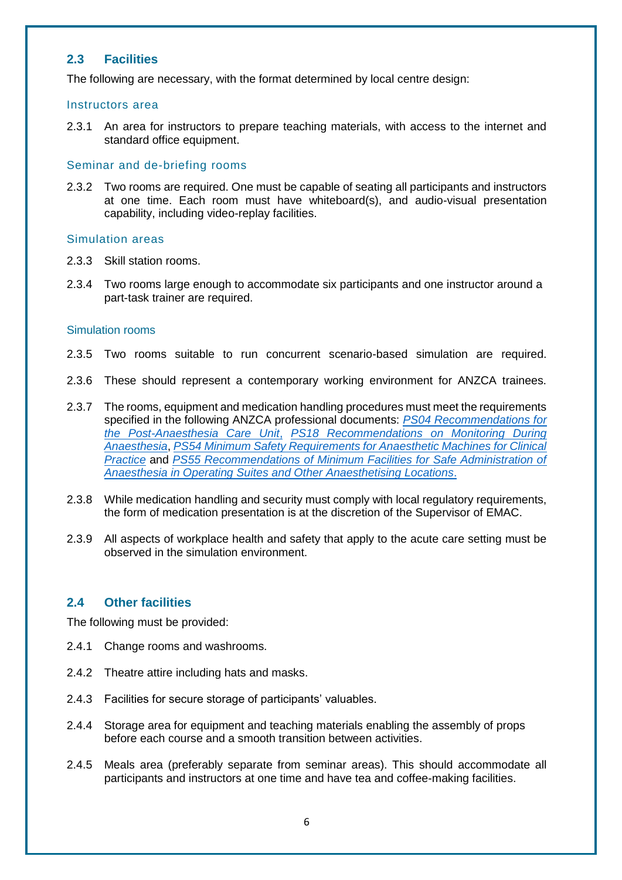## 2.3 Facilities

The following are necessary, with the format determined by local centre design:

### Instructors area

2.3.1 An area for instructors to prepare teaching materials, with access to the internet and standard office equipment.

### Seminar and de-briefing rooms

2.3.2 Two rooms are required. One must be capable of seating all participants and instructors at one time. Each room must have whiteboard(s), and audio-visual presentation capability, including video-replay facilities.

### Simulation areas

2.3.3 Skill station rooms.

2.3.4 Two rooms large enough to accommodate six participants and one instructor around a part-task trainer are required.

### Simulation rooms

2.3.5 Two rooms suitable to run concurrent scenario-based simulation are required.

2.3.6 These should represent a contemporary working environment for ANZCA trainees.

2.3.7 The rooms, equipment and medication handling procedures must meet the requirements specified in the following ANZCA professional documents: *PS04 Recommendations for the Post-Anaesthesia Care Unit*, *PS18 Recommendations on Monitoring During Anaesthesia*, *PS54 Minimum Safety Requirements for Anaesthetic Machines for Clinical Practice* and *PS55 Recommendations of Minimum Facilities for Safe Administration of Anaesthesia in Operating Suites and Other Anaesthetising Locations*.

2.3.8 While medication handling and security must comply with local regulatory requirements, the form of medication presentation is at the discretion of the Supervisor of EMAC.

2.3.9 All aspects of workplace health and safety that apply to the acute care setting must be observed in the simulation environment.

## 2.4 Other facilities

The following must be provided:

2.4.1 Change rooms and washrooms.

2.4.2 Theatre attire including hats and masks.

2.4.3 Facilities for secure storage of participants' valuables.

2.4.4 Storage area for equipment and teaching materials enabling the assembly of props before each course and a smooth transition between activities.

2.4.5 Meals area (preferably separate from seminar areas). This should accommodate all participants and instructors at one time and have tea and coffee-making facilities.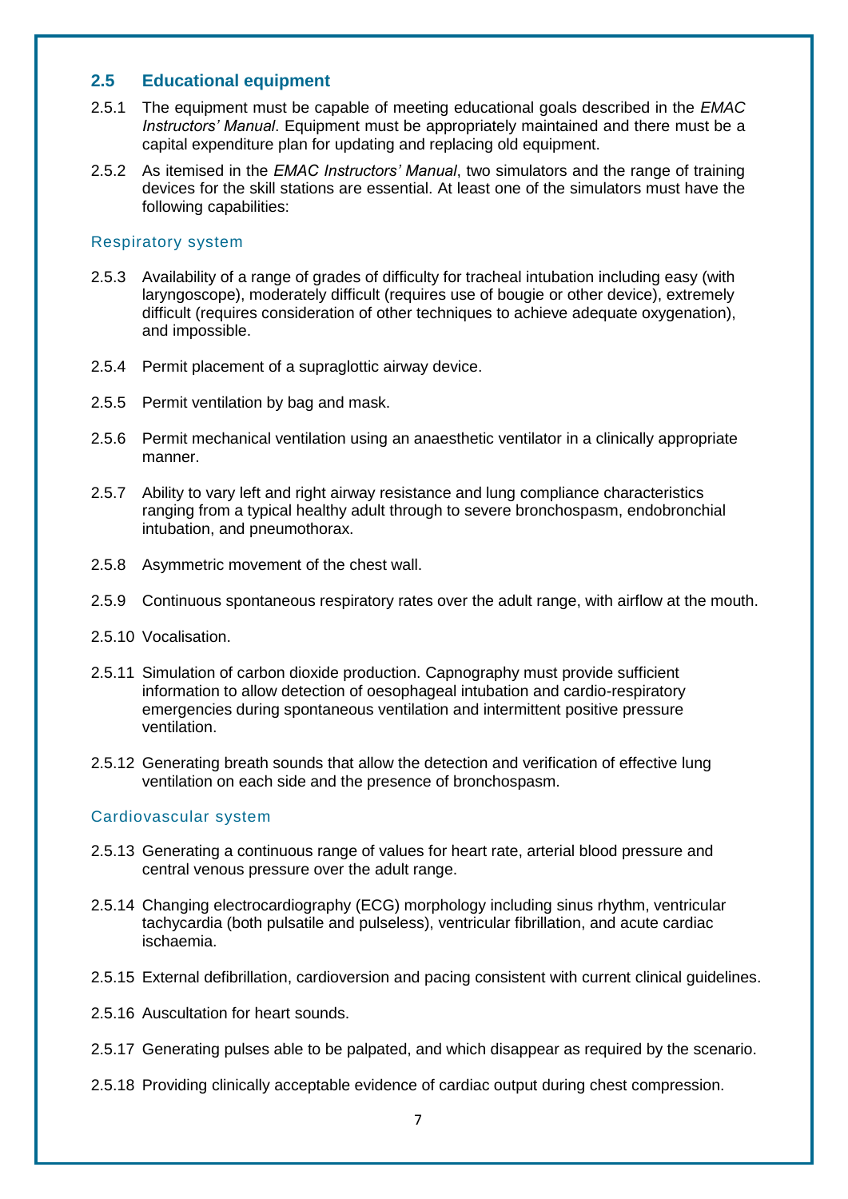## 2.5 Educational equipment

2.5.1 The equipment must be capable of meeting educational goals described in the *EMAC Instructors' Manual*. Equipment must be appropriately maintained and there must be a capital expenditure plan for updating and replacing old equipment.

2.5.2 As itemised in the *EMAC Instructors' Manual*, two simulators and the range of training devices for the skill stations are essential. At least one of the simulators must have the following capabilities:

### Respiratory system

2.5.3 Availability of a range of grades of difficulty for tracheal intubation including easy (with laryngoscope), moderately difficult (requires use of bougie or other device), extremely difficult (requires consideration of other techniques to achieve adequate oxygenation), and impossible.

2.5.4 Permit placement of a supraglottic airway device.

2.5.5 Permit ventilation by bag and mask.

2.5.6 Permit mechanical ventilation using an anaesthetic ventilator in a clinically appropriate manner.

2.5.7 Ability to vary left and right airway resistance and lung compliance characteristics ranging from a typical healthy adult through to severe bronchospasm, endobronchial intubation, and pneumothorax.

2.5.8 Asymmetric movement of the chest wall.

2.5.9 Continuous spontaneous respiratory rates over the adult range, with airflow at the mouth.

2.5.10 Vocalisation.

2.5.11 Simulation of carbon dioxide production. Capnography must provide sufficient information to allow detection of oesophageal intubation and cardio-respiratory emergencies during spontaneous ventilation and intermittent positive pressure ventilation.

2.5.12 Generating breath sounds that allow the detection and verification of effective lung ventilation on each side and the presence of bronchospasm.

### Cardiovascular system

2.5.13 Generating a continuous range of values for heart rate, arterial blood pressure and central venous pressure over the adult range.

2.5.14 Changing electrocardiography (ECG) morphology including sinus rhythm, ventricular tachycardia (both pulsatile and pulseless), ventricular fibrillation, and acute cardiac ischaemia.

2.5.15 External defibrillation, cardioversion and pacing consistent with current clinical guidelines.

2.5.16 Auscultation for heart sounds.

2.5.17 Generating pulses able to be palpated, and which disappear as required by the scenario.

2.5.18 Providing clinically acceptable evidence of cardiac output during chest compression.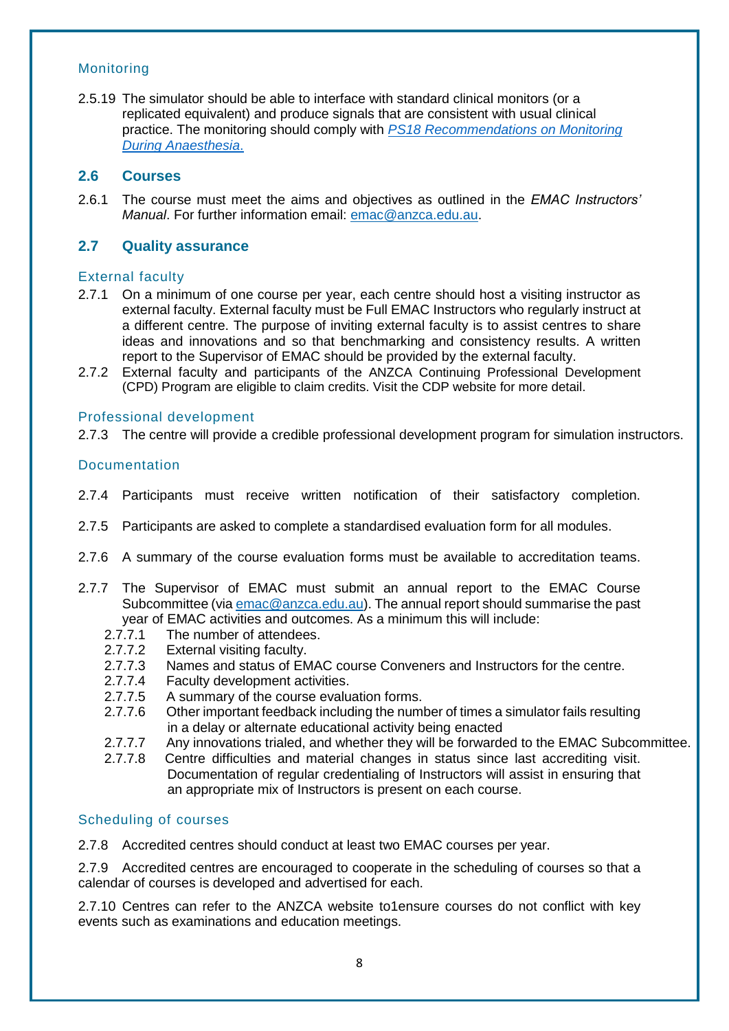### Monitoring

2.5.19 The simulator should be able to interface with standard clinical monitors (or a replicated equivalent) and produce signals that are consistent with usual clinical practice. The monitoring should comply with *PS18 Recommendations on Monitoring During Anaesthesia.*

## 2.6 Courses

2.6.1 The course must meet the aims and objectives as outlined in the *EMAC Instructors' Manual*. For further information email: emac@anzca.edu.au.

## 2.7 Quality assurance

### External faculty

2.7.1 On a minimum of one course per year, each centre should host a visiting instructor as external faculty. External faculty must be Full EMAC Instructors who regularly instruct at a different centre. The purpose of inviting external faculty is to assist centres to share ideas and innovations and so that benchmarking and consistency results. A written report to the Supervisor of EMAC should be provided by the external faculty.

2.7.2 External faculty and participants of the ANZCA Continuing Professional Development (CPD) Program are eligible to claim credits. Visit the CDP website for more detail.

### Professional development

2.7.3 The centre will provide a credible professional development program for simulation instructors.

### Documentation

2.7.4 Participants must receive written notification of their satisfactory completion.

2.7.5 Participants are asked to complete a standardised evaluation form for all modules.

2.7.6 A summary of the course evaluation forms must be available to accreditation teams.

2.7.7 The Supervisor of EMAC must submit an annual report to the EMAC Course Subcommittee (via emac@anzca.edu.au). The annual report should summarise the past year of EMAC activities and outcomes. As a minimum this will include:

- 2.7.7.1 The number of attendees.
- 2.7.7.2 External visiting faculty.
- 2.7.7.3 Names and status of EMAC course Conveners and Instructors for the centre.
- 2.7.7.4 Faculty development activities.
- 2.7.7.5 A summary of the course evaluation forms.
- 2.7.7.6 Other important feedback including the number of times a simulator fails resulting in a delay or alternate educational activity being enacted
- 2.7.7.7 Any innovations trialed, and whether they will be forwarded to the EMAC Subcommittee.
- 2.7.7.8 Centre difficulties and material changes in status since last accrediting visit. Documentation of regular credentialing of Instructors will assist in ensuring that an appropriate mix of Instructors is present on each course.

### Scheduling of courses

2.7.8 Accredited centres should conduct at least two EMAC courses per year.

2.7.9 Accredited centres are encouraged to cooperate in the scheduling of courses so that a calendar of courses is developed and advertised for each.

2.7.10 Centres can refer to the ANZCA website to1ensure courses do not conflict with key events such as examinations and education meetings.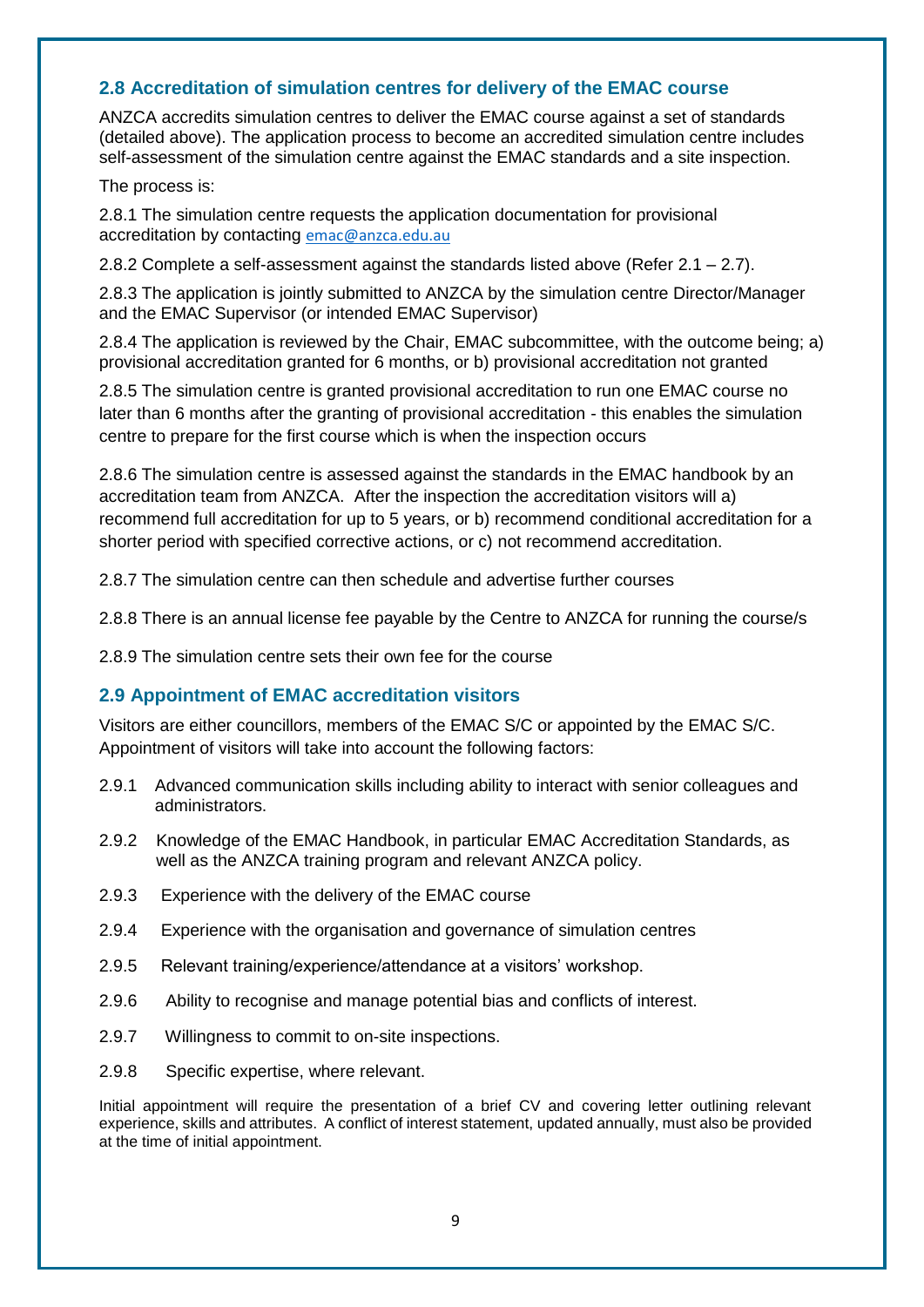## 2.8 Accreditation of simulation centres for delivery of the EMAC course

ANZCA accredits simulation centres to deliver the EMAC course against a set of standards (detailed above). The application process to become an accredited simulation centre includes self-assessment of the simulation centre against the EMAC standards and a site inspection.

The process is:

2.8.1 The simulation centre requests the application documentation for provisional accreditation by contacting emac@anzca.edu.au

2.8.2 Complete a self-assessment against the standards listed above (Refer 2.1 – 2.7).

2.8.3 The application is jointly submitted to ANZCA by the simulation centre Director/Manager and the EMAC Supervisor (or intended EMAC Supervisor)

2.8.4 The application is reviewed by the Chair, EMAC subcommittee, with the outcome being; a) provisional accreditation granted for 6 months, or b) provisional accreditation not granted

2.8.5 The simulation centre is granted provisional accreditation to run one EMAC course no later than 6 months after the granting of provisional accreditation - this enables the simulation centre to prepare for the first course which is when the inspection occurs

2.8.6 The simulation centre is assessed against the standards in the EMAC handbook by an accreditation team from ANZCA. After the inspection the accreditation visitors will a) recommend full accreditation for up to 5 years, or b) recommend conditional accreditation for a shorter period with specified corrective actions, or c) not recommend accreditation.

2.8.7 The simulation centre can then schedule and advertise further courses

2.8.8 There is an annual license fee payable by the Centre to ANZCA for running the course/s

2.8.9 The simulation centre sets their own fee for the course

## 2.9 Appointment of EMAC accreditation visitors

Visitors are either councillors, members of the EMAC S/C or appointed by the EMAC S/C. Appointment of visitors will take into account the following factors:

2.9.1 Advanced communication skills including ability to interact with senior colleagues and administrators.

2.9.2 Knowledge of the EMAC Handbook, in particular EMAC Accreditation Standards, as well as the ANZCA training program and relevant ANZCA policy.

2.9.3 Experience with the delivery of the EMAC course

2.9.4 Experience with the organisation and governance of simulation centres

2.9.5 Relevant training/experience/attendance at a visitors' workshop.

2.9.6 Ability to recognise and manage potential bias and conflicts of interest.

2.9.7 Willingness to commit to on-site inspections.

2.9.8 Specific expertise, where relevant.

Initial appointment will require the presentation of a brief CV and covering letter outlining relevant experience, skills and attributes. A conflict of interest statement, updated annually, must also be provided at the time of initial appointment.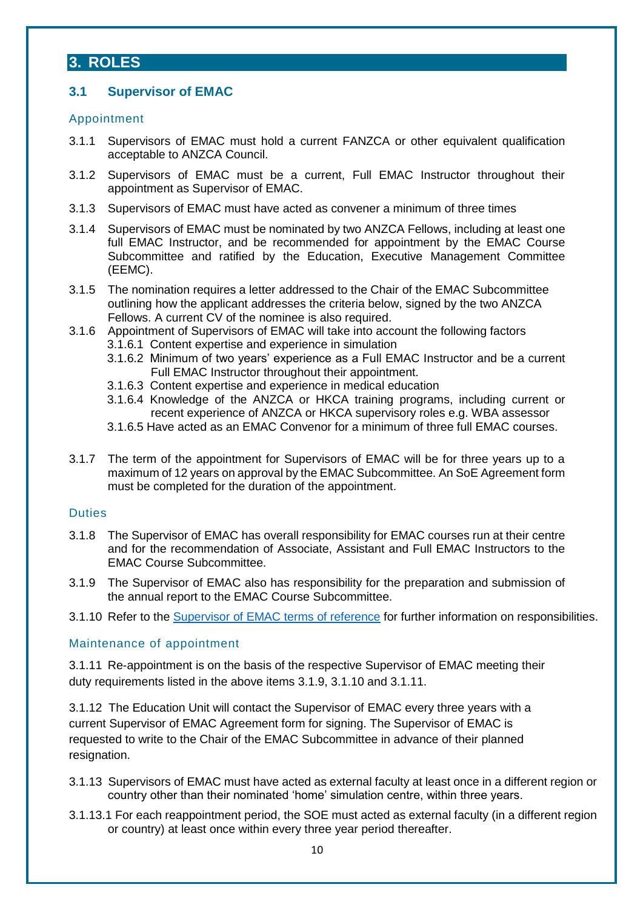## 3. ROLES

### 3.1 Supervisor of EMAC

#### Appointment

3.1.1 Supervisors of EMAC must hold a current FANZCA or other equivalent qualification acceptable to ANZCA Council.

3.1.2 Supervisors of EMAC must be a current, Full EMAC Instructor throughout their appointment as Supervisor of EMAC.

3.1.3 Supervisors of EMAC must have acted as convener a minimum of three times

3.1.4 Supervisors of EMAC must be nominated by two ANZCA Fellows, including at least one full EMAC Instructor, and be recommended for appointment by the EMAC Course Subcommittee and ratified by the Education, Executive Management Committee (EEMC).

3.1.5 The nomination requires a letter addressed to the Chair of the EMAC Subcommittee outlining how the applicant addresses the criteria below, signed by the two ANZCA Fellows. A current CV of the nominee is also required.

3.1.6 Appointment of Supervisors of EMAC will take into account the following factors

- 3.1.6.1 Content expertise and experience in simulation
- 3.1.6.2 Minimum of two years' experience as a Full EMAC Instructor and be a current Full EMAC Instructor throughout their appointment.
- 3.1.6.3 Content expertise and experience in medical education
- 3.1.6.4 Knowledge of the ANZCA or HKCA training programs, including current or recent experience of ANZCA or HKCA supervisory roles e.g. WBA assessor
- 3.1.6.5 Have acted as an EMAC Convenor for a minimum of three full EMAC courses.

3.1.7 The term of the appointment for Supervisors of EMAC will be for three years up to a maximum of 12 years on approval by the EMAC Subcommittee. An SoE Agreement form must be completed for the duration of the appointment.

#### Duties

3.1.8 The Supervisor of EMAC has overall responsibility for EMAC courses run at their centre and for the recommendation of Associate, Assistant and Full EMAC Instructors to the EMAC Course Subcommittee.

3.1.9 The Supervisor of EMAC also has responsibility for the preparation and submission of the annual report to the EMAC Course Subcommittee.

3.1.10 Refer to the [Supervisor of EMAC terms of reference] for further information on responsibilities.

#### Maintenance of appointment

3.1.11 Re-appointment is on the basis of the respective Supervisor of EMAC meeting their duty requirements listed in the above items 3.1.9, 3.1.10 and 3.1.11.

3.1.12 The Education Unit will contact the Supervisor of EMAC every three years with a current Supervisor of EMAC Agreement form for signing. The Supervisor of EMAC is requested to write to the Chair of the EMAC Subcommittee in advance of their planned resignation.

3.1.13 Supervisors of EMAC must have acted as external faculty at least once in a different region or country other than their nominated 'home' simulation centre, within three years.

3.1.13.1 For each reappointment period, the SOE must acted as external faculty (in a different region or country) at least once within every three year period thereafter.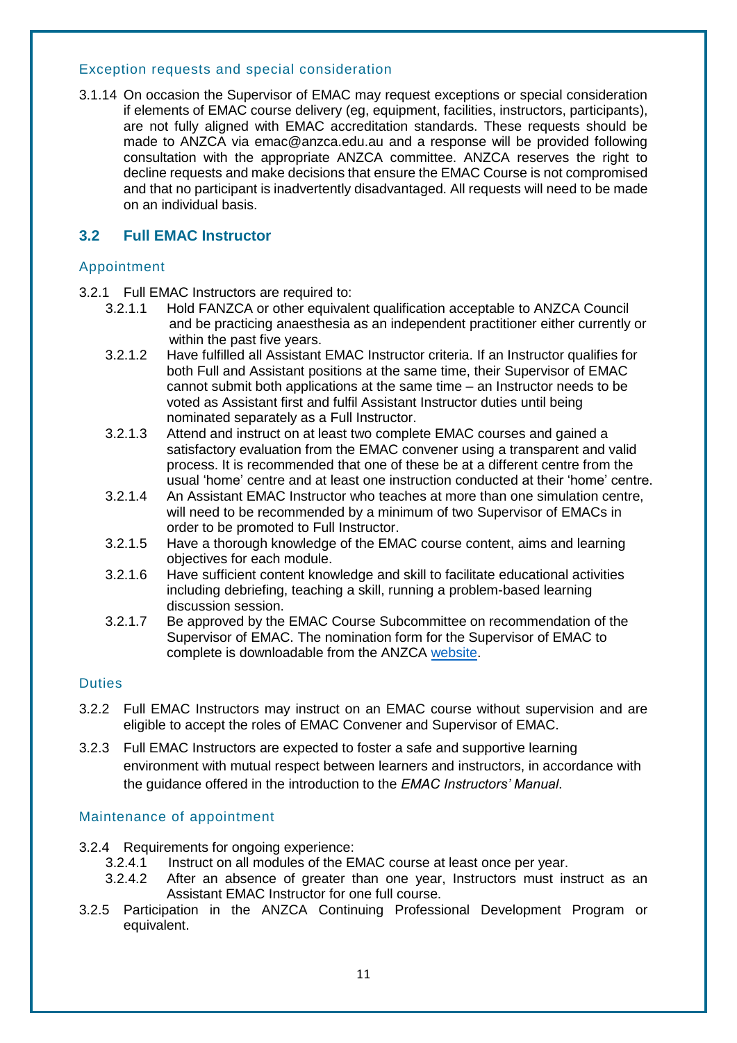### Exception requests and special consideration

3.1.14 On occasion the Supervisor of EMAC may request exceptions or special consideration if elements of EMAC course delivery (eg, equipment, facilities, instructors, participants), are not fully aligned with EMAC accreditation standards. These requests should be made to ANZCA via emac@anzca.edu.au and a response will be provided following consultation with the appropriate ANZCA committee. ANZCA reserves the right to decline requests and make decisions that ensure the EMAC Course is not compromised and that no participant is inadvertently disadvantaged. All requests will need to be made on an individual basis.

## 3.2 Full EMAC Instructor

### Appointment

3.2.1 Full EMAC Instructors are required to:

- 3.2.1.1 Hold FANZCA or other equivalent qualification acceptable to ANZCA Council and be practicing anaesthesia as an independent practitioner either currently or within the past five years.
- 3.2.1.2 Have fulfilled all Assistant EMAC Instructor criteria. If an Instructor qualifies for both Full and Assistant positions at the same time, their Supervisor of EMAC cannot submit both applications at the same time – an Instructor needs to be voted as Assistant first and fulfil Assistant Instructor duties until being nominated separately as a Full Instructor.
- 3.2.1.3 Attend and instruct on at least two complete EMAC courses and gained a satisfactory evaluation from the EMAC convener using a transparent and valid process. It is recommended that one of these be at a different centre from the usual 'home' centre and at least one instruction conducted at their 'home' centre.
- 3.2.1.4 An Assistant EMAC Instructor who teaches at more than one simulation centre, will need to be recommended by a minimum of two Supervisor of EMACs in order to be promoted to Full Instructor.
- 3.2.1.5 Have a thorough knowledge of the EMAC course content, aims and learning objectives for each module.
- 3.2.1.6 Have sufficient content knowledge and skill to facilitate educational activities including debriefing, teaching a skill, running a problem-based learning discussion session.
- 3.2.1.7 Be approved by the EMAC Course Subcommittee on recommendation of the Supervisor of EMAC. The nomination form for the Supervisor of EMAC to complete is downloadable from the ANZCA [website](#).

### Duties

3.2.2 Full EMAC Instructors may instruct on an EMAC course without supervision and are eligible to accept the roles of EMAC Convener and Supervisor of EMAC.

3.2.3 Full EMAC Instructors are expected to foster a safe and supportive learning environment with mutual respect between learners and instructors, in accordance with the guidance offered in the introduction to the *EMAC Instructors' Manual*.

### Maintenance of appointment

3.2.4 Requirements for ongoing experience:

- 3.2.4.1 Instruct on all modules of the EMAC course at least once per year.
- 3.2.4.2 After an absence of greater than one year, Instructors must instruct as an Assistant EMAC Instructor for one full course.

3.2.5 Participation in the ANZCA Continuing Professional Development Program or equivalent.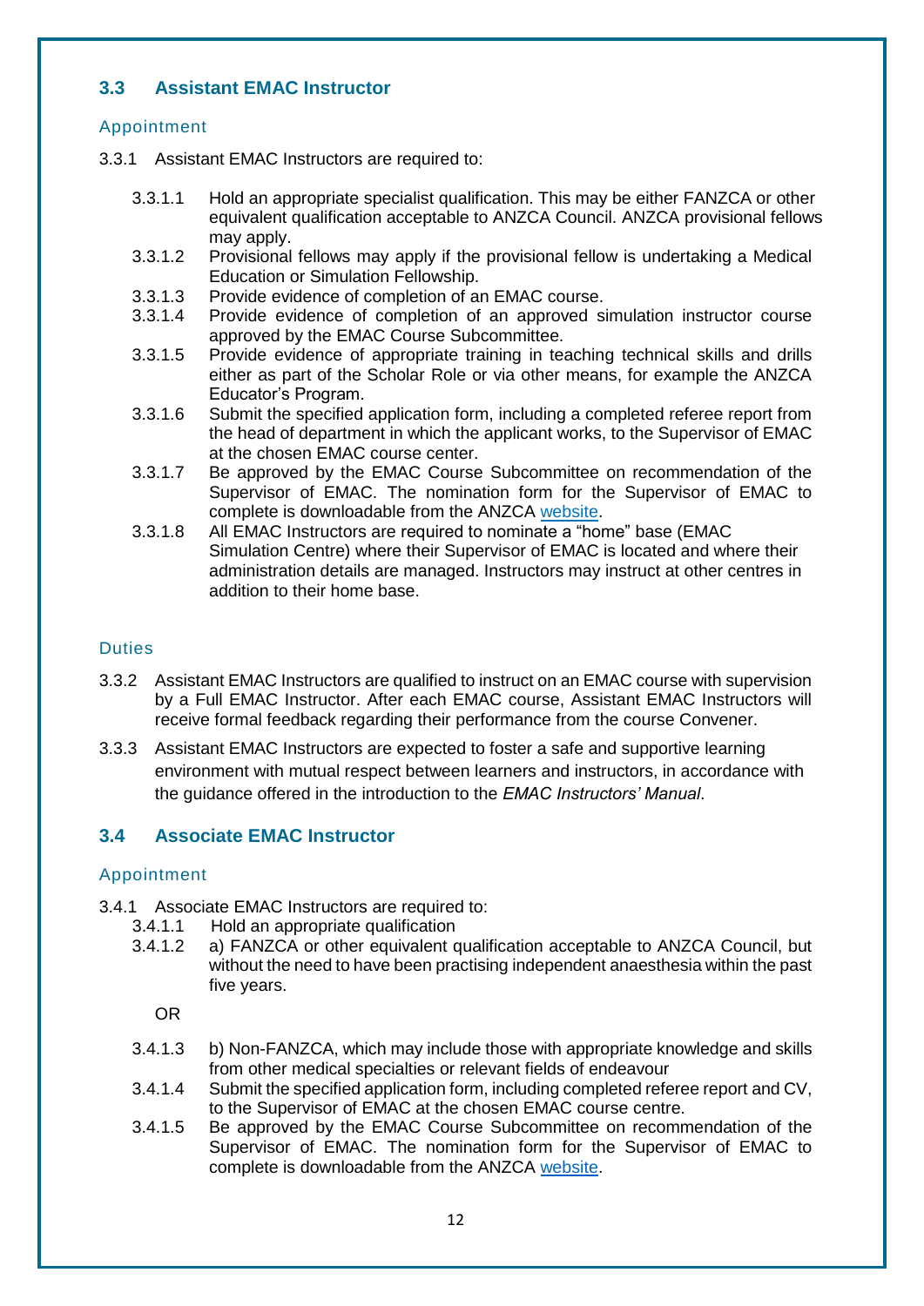## 3.3 Assistant EMAC Instructor

### Appointment

3.3.1 Assistant EMAC Instructors are required to:

- 3.3.1.1 Hold an appropriate specialist qualification. This may be either FANZCA or other equivalent qualification acceptable to ANZCA Council. ANZCA provisional fellows may apply.
- 3.3.1.2 Provisional fellows may apply if the provisional fellow is undertaking a Medical Education or Simulation Fellowship.
- 3.3.1.3 Provide evidence of completion of an EMAC course.
- 3.3.1.4 Provide evidence of completion of an approved simulation instructor course approved by the EMAC Course Subcommittee.
- 3.3.1.5 Provide evidence of appropriate training in teaching technical skills and drills either as part of the Scholar Role or via other means, for example the ANZCA Educator's Program.
- 3.3.1.6 Submit the specified application form, including a completed referee report from the head of department in which the applicant works, to the Supervisor of EMAC at the chosen EMAC course center.
- 3.3.1.7 Be approved by the EMAC Course Subcommittee on recommendation of the Supervisor of EMAC. The nomination form for the Supervisor of EMAC to complete is downloadable from the ANZCA website.
- 3.3.1.8 All EMAC Instructors are required to nominate a "home" base (EMAC Simulation Centre) where their Supervisor of EMAC is located and where their administration details are managed. Instructors may instruct at other centres in addition to their home base.

### Duties

3.3.2 Assistant EMAC Instructors are qualified to instruct on an EMAC course with supervision by a Full EMAC Instructor. After each EMAC course, Assistant EMAC Instructors will receive formal feedback regarding their performance from the course Convener.

3.3.3 Assistant EMAC Instructors are expected to foster a safe and supportive learning environment with mutual respect between learners and instructors, in accordance with the guidance offered in the introduction to the *EMAC Instructors' Manual*.

## 3.4 Associate EMAC Instructor

### Appointment

3.4.1 Associate EMAC Instructors are required to:

- 3.4.1.1 Hold an appropriate qualification
- 3.4.1.2 a) FANZCA or other equivalent qualification acceptable to ANZCA Council, but without the need to have been practising independent anaesthesia within the past five years.

  OR

- 3.4.1.3 b) Non-FANZCA, which may include those with appropriate knowledge and skills from other medical specialties or relevant fields of endeavour
- 3.4.1.4 Submit the specified application form, including completed referee report and CV, to the Supervisor of EMAC at the chosen EMAC course centre.
- 3.4.1.5 Be approved by the EMAC Course Subcommittee on recommendation of the Supervisor of EMAC. The nomination form for the Supervisor of EMAC to complete is downloadable from the ANZCA website.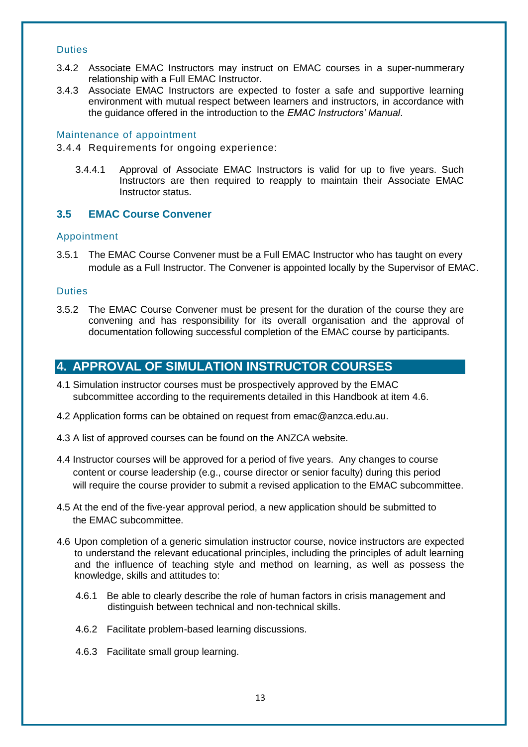#### Duties

3.4.2 Associate EMAC Instructors may instruct on EMAC courses in a super-nummerary relationship with a Full EMAC Instructor.

3.4.3 Associate EMAC Instructors are expected to foster a safe and supportive learning environment with mutual respect between learners and instructors, in accordance with the guidance offered in the introduction to the *EMAC Instructors' Manual*.

#### Maintenance of appointment

3.4.4 Requirements for ongoing experience:

3.4.4.1 Approval of Associate EMAC Instructors is valid for up to five years. Such Instructors are then required to reapply to maintain their Associate EMAC Instructor status.

### 3.5 EMAC Course Convener

#### Appointment

3.5.1 The EMAC Course Convener must be a Full EMAC Instructor who has taught on every module as a Full Instructor. The Convener is appointed locally by the Supervisor of EMAC.

#### Duties

3.5.2 The EMAC Course Convener must be present for the duration of the course they are convening and has responsibility for its overall organisation and the approval of documentation following successful completion of the EMAC course by participants.

## 4. APPROVAL OF SIMULATION INSTRUCTOR COURSES

4.1 Simulation instructor courses must be prospectively approved by the EMAC subcommittee according to the requirements detailed in this Handbook at item 4.6.

4.2 Application forms can be obtained on request from emac@anzca.edu.au.

4.3 A list of approved courses can be found on the ANZCA website.

4.4 Instructor courses will be approved for a period of five years. Any changes to course content or course leadership (e.g., course director or senior faculty) during this period will require the course provider to submit a revised application to the EMAC subcommittee.

4.5 At the end of the five-year approval period, a new application should be submitted to the EMAC subcommittee.

4.6 Upon completion of a generic simulation instructor course, novice instructors are expected to understand the relevant educational principles, including the principles of adult learning and the influence of teaching style and method on learning, as well as possess the knowledge, skills and attitudes to:

4.6.1 Be able to clearly describe the role of human factors in crisis management and distinguish between technical and non-technical skills.

4.6.2 Facilitate problem-based learning discussions.

4.6.3 Facilitate small group learning.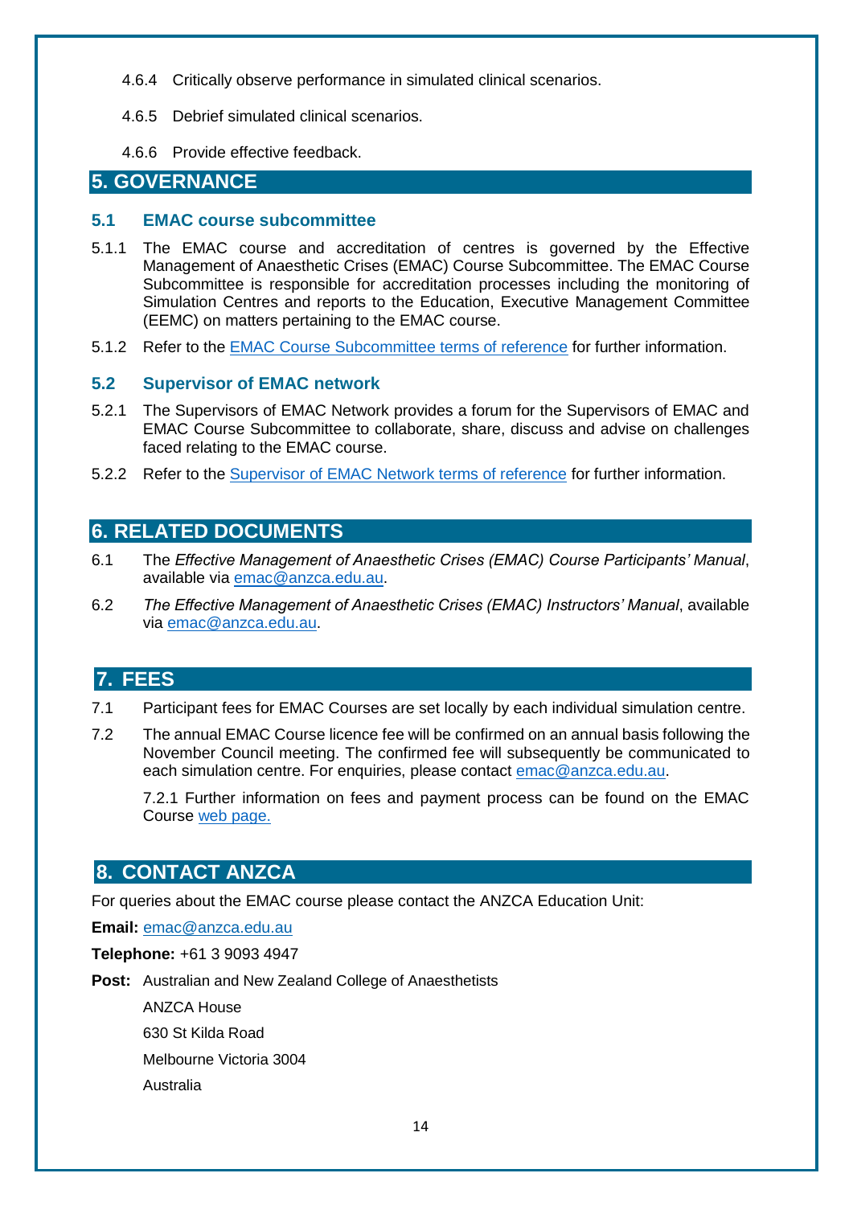4.6.4 Critically observe performance in simulated clinical scenarios.

4.6.5 Debrief simulated clinical scenarios.

4.6.6 Provide effective feedback.

## 5. GOVERNANCE

### 5.1 EMAC course subcommittee

5.1.1 The EMAC course and accreditation of centres is governed by the Effective Management of Anaesthetic Crises (EMAC) Course Subcommittee. The EMAC Course Subcommittee is responsible for accreditation processes including the monitoring of Simulation Centres and reports to the Education, Executive Management Committee (EEMC) on matters pertaining to the EMAC course.

5.1.2 Refer to the EMAC Course Subcommittee terms of reference for further information.

### 5.2 Supervisor of EMAC network

5.2.1 The Supervisors of EMAC Network provides a forum for the Supervisors of EMAC and EMAC Course Subcommittee to collaborate, share, discuss and advise on challenges faced relating to the EMAC course.

5.2.2 Refer to the Supervisor of EMAC Network terms of reference for further information.

## 6. RELATED DOCUMENTS

6.1 The *Effective Management of Anaesthetic Crises (EMAC) Course Participants' Manual*, available via emac@anzca.edu.au.

6.2 *The Effective Management of Anaesthetic Crises (EMAC) Instructors' Manual*, available via emac@anzca.edu.au.

## 7. FEES

7.1 Participant fees for EMAC Courses are set locally by each individual simulation centre.

7.2 The annual EMAC Course licence fee will be confirmed on an annual basis following the November Council meeting. The confirmed fee will subsequently be communicated to each simulation centre. For enquiries, please contact emac@anzca.edu.au.

7.2.1 Further information on fees and payment process can be found on the EMAC Course web page.

## 8. CONTACT ANZCA

For queries about the EMAC course please contact the ANZCA Education Unit:

**Email:** emac@anzca.edu.au

**Telephone:** +61 3 9093 4947

**Post:** Australian and New Zealand College of Anaesthetists  
ANZCA House  
630 St Kilda Road  
Melbourne Victoria 3004  
Australia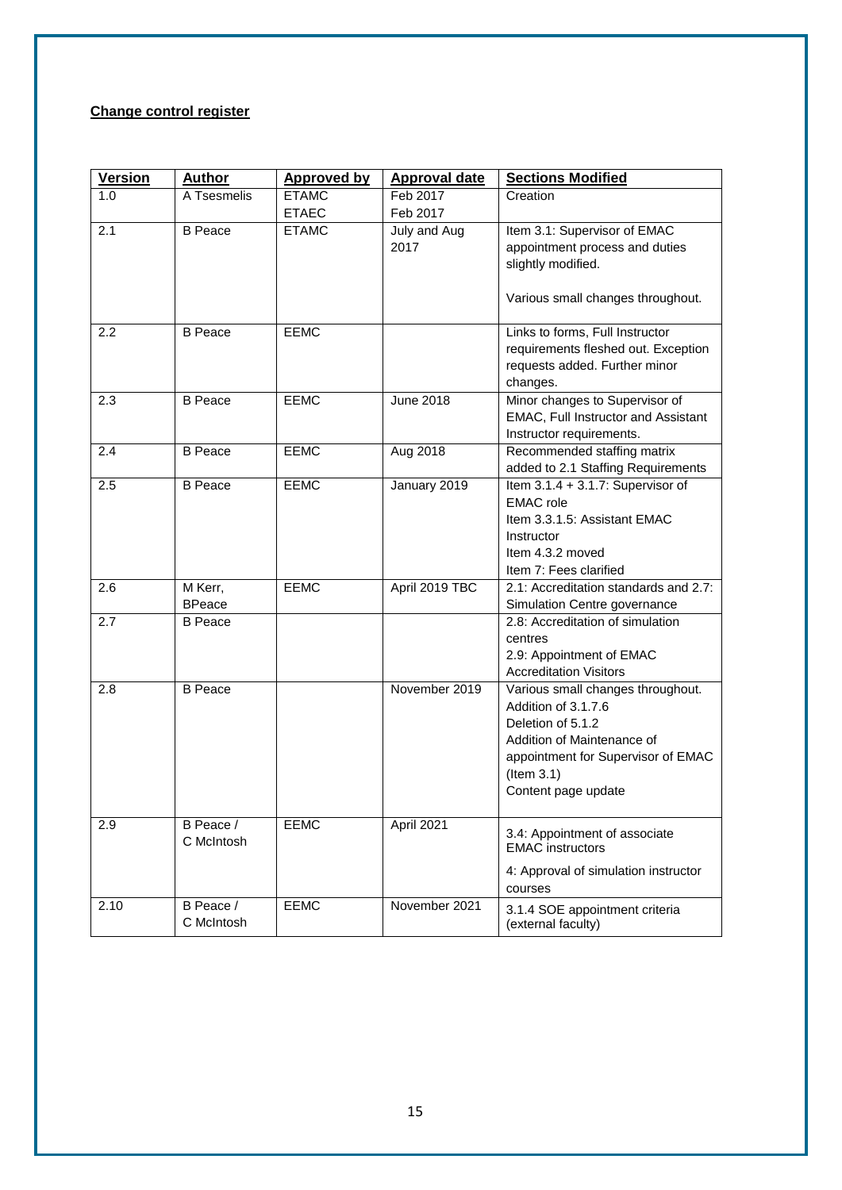**Change control register**

| Version | Author | Approved by | Approval date | Sections Modified |
|---|---|---|---|---|
| 1.0 | A Tsesmelis | ETAMC<br>ETAEC | Feb 2017<br>Feb 2017 | Creation |
| 2.1 | B Peace | ETAMC | July and Aug 2017 | Item 3.1: Supervisor of EMAC appointment process and duties slightly modified.<br><br>Various small changes throughout. |
| 2.2 | B Peace | EEMC | | Links to forms, Full Instructor requirements fleshed out. Exception requests added. Further minor changes. |
| 2.3 | B Peace | EEMC | June 2018 | Minor changes to Supervisor of EMAC, Full Instructor and Assistant Instructor requirements. |
| 2.4 | B Peace | EEMC | Aug 2018 | Recommended staffing matrix added to 2.1 Staffing Requirements |
| 2.5 | B Peace | EEMC | January 2019 | Item 3.1.4 + 3.1.7: Supervisor of EMAC role<br>Item 3.3.1.5: Assistant EMAC Instructor<br>Item 4.3.2 moved<br>Item 7: Fees clarified |
| 2.6 | M Kerr, BPeace | EEMC | April 2019 TBC | 2.1: Accreditation standards and 2.7: Simulation Centre governance |
| 2.7 | B Peace | | | 2.8: Accreditation of simulation centres<br>2.9: Appointment of EMAC Accreditation Visitors |
| 2.8 | B Peace | | November 2019 | Various small changes throughout.<br>Addition of 3.1.7.6<br>Deletion of 5.1.2<br>Addition of Maintenance of appointment for Supervisor of EMAC (Item 3.1)<br>Content page update |
| 2.9 | B Peace / C McIntosh | EEMC | April 2021 | 3.4: Appointment of associate EMAC instructors<br><br>4: Approval of simulation instructor courses |
| 2.10 | B Peace / C McIntosh | EEMC | November 2021 | 3.1.4 SOE appointment criteria (external faculty) |